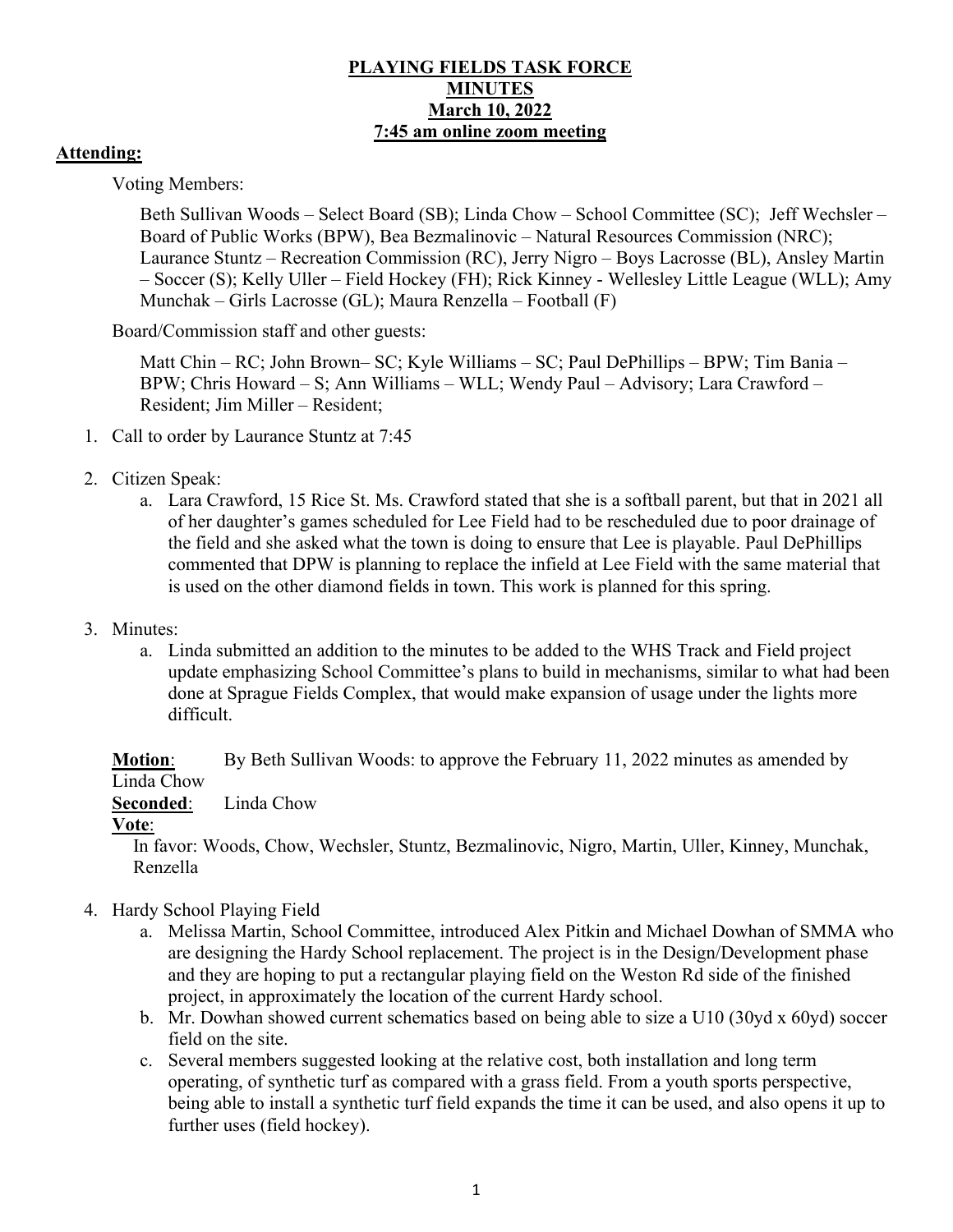# PLAYING FIELDS TASK FORCE
# MINUTES
# March 10, 2022
# 7:45 am online zoom meeting

## Attending:

Voting Members:

Beth Sullivan Woods – Select Board (SB); Linda Chow – School Committee (SC); Jeff Wechsler – Board of Public Works (BPW), Bea Bezmalinovic – Natural Resources Commission (NRC); Laurance Stuntz – Recreation Commission (RC), Jerry Nigro – Boys Lacrosse (BL), Ansley Martin – Soccer (S); Kelly Uller – Field Hockey (FH); Rick Kinney - Wellesley Little League (WLL); Amy Munchak – Girls Lacrosse (GL); Maura Renzella – Football (F)

Board/Commission staff and other guests:

Matt Chin – RC; John Brown– SC; Kyle Williams – SC; Paul DePhillips – BPW; Tim Bania – BPW; Chris Howard – S; Ann Williams – WLL; Wendy Paul – Advisory; Lara Crawford – Resident; Jim Miller – Resident;

1. Call to order by Laurance Stuntz at 7:45

2. Citizen Speak:
   a. Lara Crawford, 15 Rice St. Ms. Crawford stated that she is a softball parent, but that in 2021 all of her daughter's games scheduled for Lee Field had to be rescheduled due to poor drainage of the field and she asked what the town is doing to ensure that Lee is playable. Paul DePhillips commented that DPW is planning to replace the infield at Lee Field with the same material that is used on the other diamond fields in town. This work is planned for this spring.

3. Minutes:
   a. Linda submitted an addition to the minutes to be added to the WHS Track and Field project update emphasizing School Committee's plans to build in mechanisms, similar to what had been done at Sprague Fields Complex, that would make expansion of usage under the lights more difficult.

**Motion**: By Beth Sullivan Woods: to approve the February 11, 2022 minutes as amended by Linda Chow

**Seconded**: Linda Chow

**Vote**:

In favor: Woods, Chow, Wechsler, Stuntz, Bezmalinovic, Nigro, Martin, Uller, Kinney, Munchak, Renzella

4. Hardy School Playing Field
   a. Melissa Martin, School Committee, introduced Alex Pitkin and Michael Dowhan of SMMA who are designing the Hardy School replacement. The project is in the Design/Development phase and they are hoping to put a rectangular playing field on the Weston Rd side of the finished project, in approximately the location of the current Hardy school.
   b. Mr. Dowhan showed current schematics based on being able to size a U10 (30yd x 60yd) soccer field on the site.
   c. Several members suggested looking at the relative cost, both installation and long term operating, of synthetic turf as compared with a grass field. From a youth sports perspective, being able to install a synthetic turf field expands the time it can be used, and also opens it up to further uses (field hockey).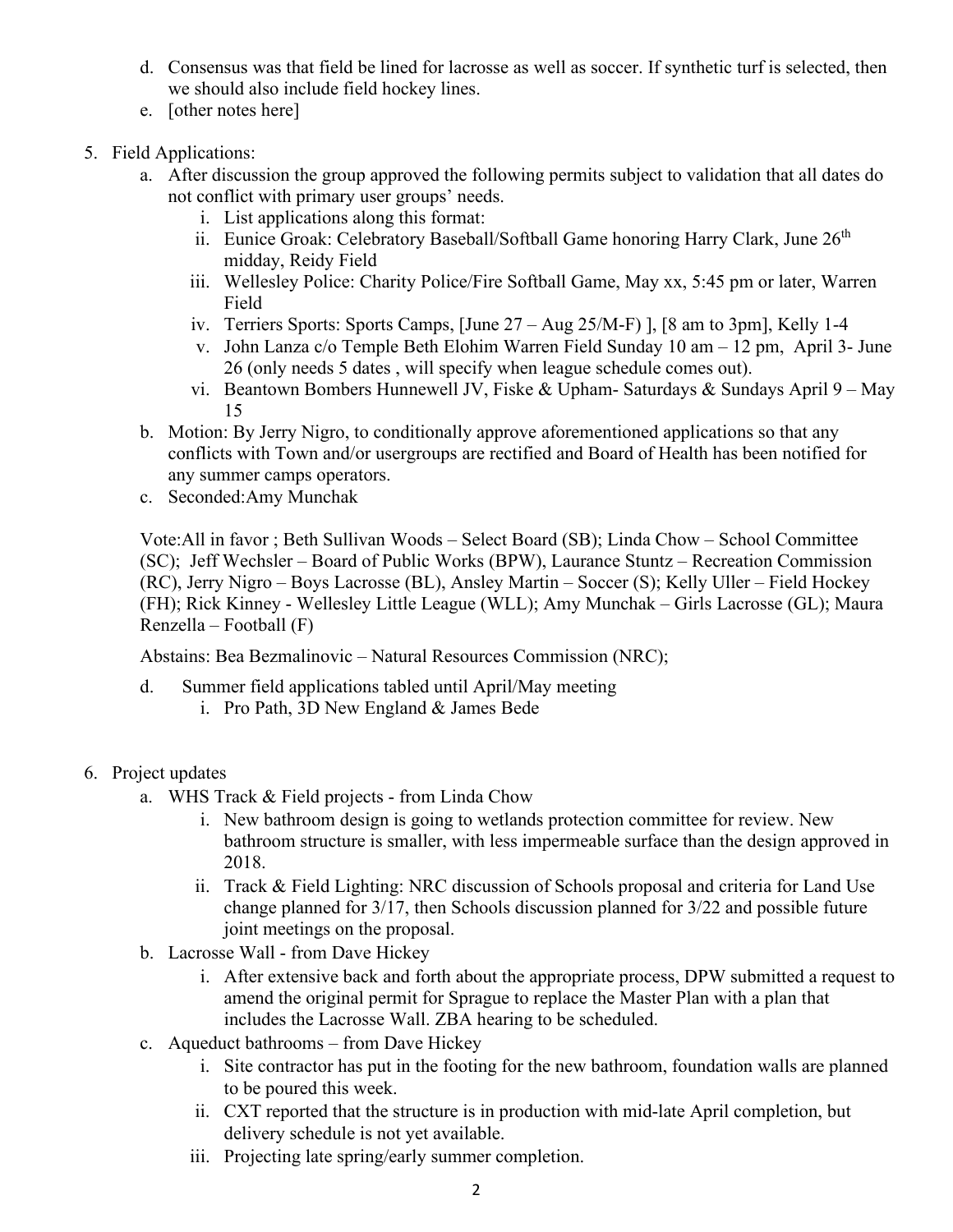d. Consensus was that field be lined for lacrosse as well as soccer. If synthetic turf is selected, then we should also include field hockey lines.
   e. [other notes here]

5. Field Applications:
   a. After discussion the group approved the following permits subject to validation that all dates do not conflict with primary user groups' needs.
      i. List applications along this format:
      ii. Eunice Groak: Celebratory Baseball/Softball Game honoring Harry Clark, June 26th midday, Reidy Field
      iii. Wellesley Police: Charity Police/Fire Softball Game, May xx, 5:45 pm or later, Warren Field
      iv. Terriers Sports: Sports Camps, [June 27 – Aug 25/M-F) ], [8 am to 3pm], Kelly 1-4
      v. John Lanza c/o Temple Beth Elohim Warren Field Sunday 10 am – 12 pm, April 3- June 26 (only needs 5 dates , will specify when league schedule comes out).
      vi. Beantown Bombers Hunnewell JV, Fiske & Upham- Saturdays & Sundays April 9 – May 15
   b. Motion: By Jerry Nigro, to conditionally approve aforementioned applications so that any conflicts with Town and/or usergroups are rectified and Board of Health has been notified for any summer camps operators.
   c. Seconded:Amy Munchak

   Vote:All in favor ; Beth Sullivan Woods – Select Board (SB); Linda Chow – School Committee (SC); Jeff Wechsler – Board of Public Works (BPW), Laurance Stuntz – Recreation Commission (RC), Jerry Nigro – Boys Lacrosse (BL), Ansley Martin – Soccer (S); Kelly Uller – Field Hockey (FH); Rick Kinney - Wellesley Little League (WLL); Amy Munchak – Girls Lacrosse (GL); Maura Renzella – Football (F)

   Abstains: Bea Bezmalinovic – Natural Resources Commission (NRC);

   d. Summer field applications tabled until April/May meeting
      i. Pro Path, 3D New England & James Bede

6. Project updates
   a. WHS Track & Field projects - from Linda Chow
      i. New bathroom design is going to wetlands protection committee for review. New bathroom structure is smaller, with less impermeable surface than the design approved in 2018.
      ii. Track & Field Lighting: NRC discussion of Schools proposal and criteria for Land Use change planned for 3/17, then Schools discussion planned for 3/22 and possible future joint meetings on the proposal.
   b. Lacrosse Wall - from Dave Hickey
      i. After extensive back and forth about the appropriate process, DPW submitted a request to amend the original permit for Sprague to replace the Master Plan with a plan that includes the Lacrosse Wall. ZBA hearing to be scheduled.
   c. Aqueduct bathrooms – from Dave Hickey
      i. Site contractor has put in the footing for the new bathroom, foundation walls are planned to be poured this week.
      ii. CXT reported that the structure is in production with mid-late April completion, but delivery schedule is not yet available.
      iii. Projecting late spring/early summer completion.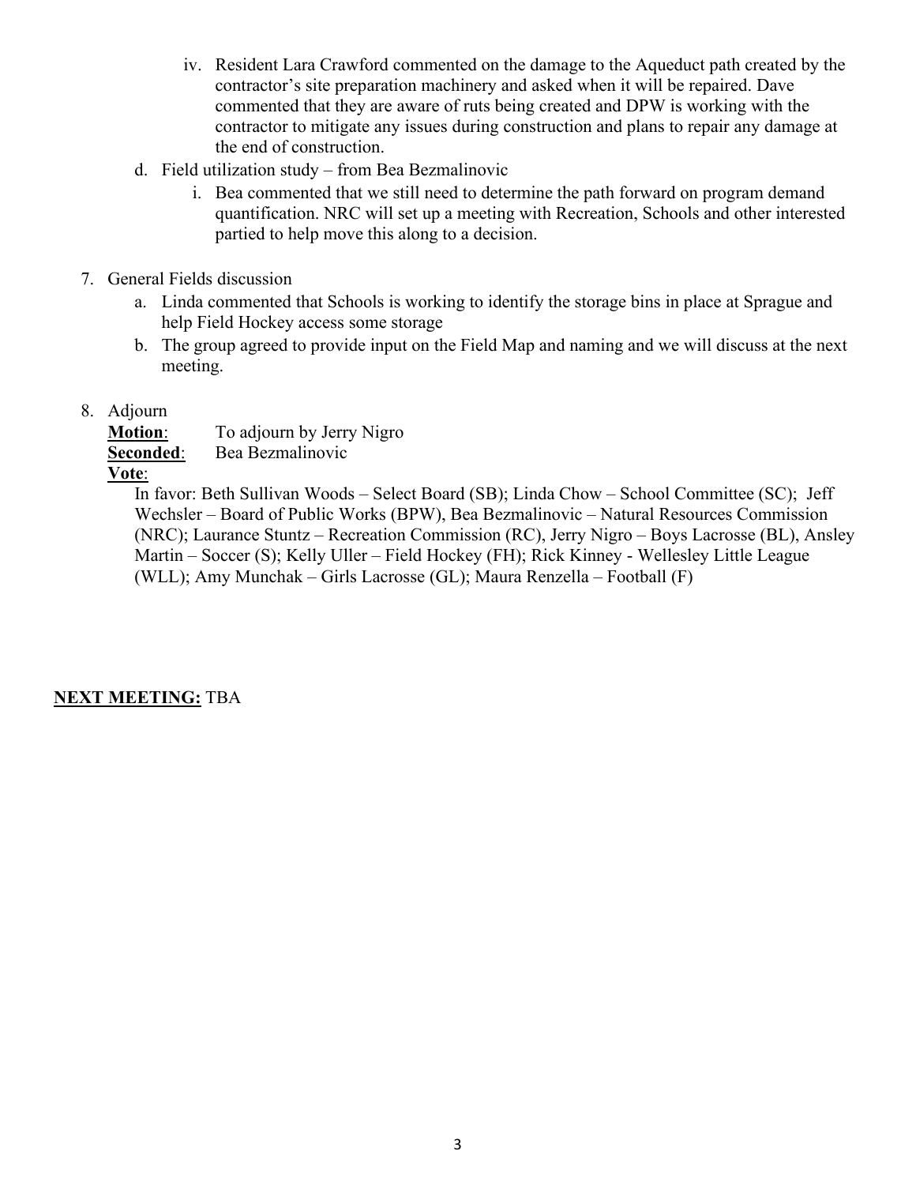iv. Resident Lara Crawford commented on the damage to the Aqueduct path created by the contractor's site preparation machinery and asked when it will be repaired. Dave commented that they are aware of ruts being created and DPW is working with the contractor to mitigate any issues during construction and plans to repair any damage at the end of construction.

   d. Field utilization study – from Bea Bezmalinovic

      i. Bea commented that we still need to determine the path forward on program demand quantification. NRC will set up a meeting with Recreation, Schools and other interested partied to help move this along to a decision.

7. General Fields discussion
   a. Linda commented that Schools is working to identify the storage bins in place at Sprague and help Field Hockey access some storage
   b. The group agreed to provide input on the Field Map and naming and we will discuss at the next meeting.

8. Adjourn

   **Motion**: To adjourn by Jerry Nigro
   **Seconded**: Bea Bezmalinovic
   **Vote**:
   In favor: Beth Sullivan Woods – Select Board (SB); Linda Chow – School Committee (SC); Jeff Wechsler – Board of Public Works (BPW), Bea Bezmalinovic – Natural Resources Commission (NRC); Laurance Stuntz – Recreation Commission (RC), Jerry Nigro – Boys Lacrosse (BL), Ansley Martin – Soccer (S); Kelly Uller – Field Hockey (FH); Rick Kinney - Wellesley Little League (WLL); Amy Munchak – Girls Lacrosse (GL); Maura Renzella – Football (F)

**NEXT MEETING:** TBA